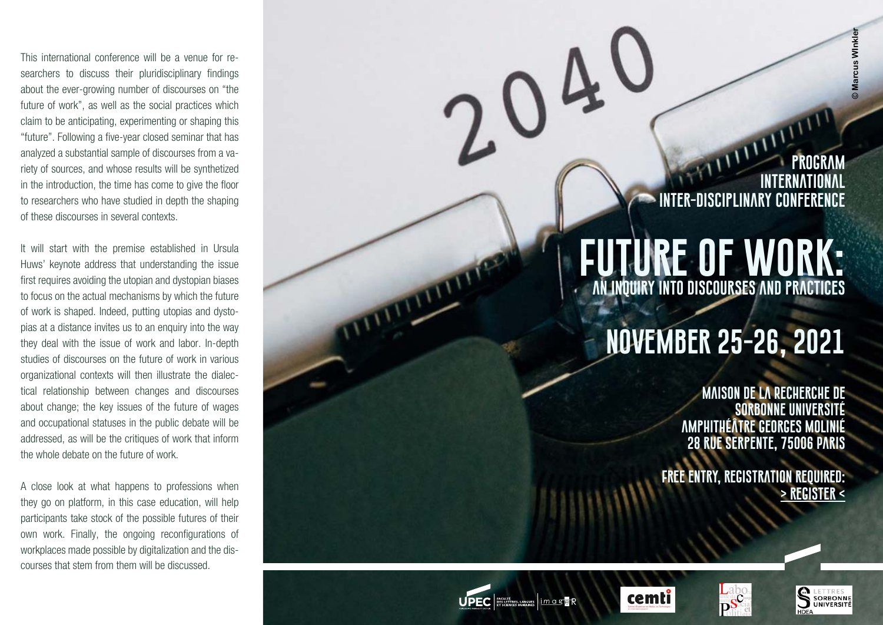This international conference will be a venue for researchers to discuss their pluridisciplinary findings about the ever-growing number of discourses on "the future of work", as well as the social practices which claim to be anticipating, experimenting or shaping this "future". Following a five-year closed seminar that has analyzed a substantial sample of discourses from a variety of sources, and whose results will be synthetized in the introduction, the time has come to give the floor to researchers who have studied in depth the shaping of these discourses in several contexts.

It will start with the premise established in Ursula Huws' keynote address that understanding the issue first requires avoiding the utopian and dystopian biases to focus on the actual mechanisms by which the future of work is shaped. Indeed, putting utopias and dystopias at a distance invites us to an enquiry into the way they deal with the issue of work and labor. In-depth studies of discourses on the future of work in various organizational contexts will then illustrate the dialectical relationship between changes and discourses about change; the key issues of the future of wages and occupational statuses in the public debate will be addressed, as will be the critiques of work that inform the whole debate on the future of work.

A close look at what happens to professions when they go on platform, in this case education, will help participants take stock of the possible futures of their own work. Finally, the ongoing reconfigurations of workplaces made possible by digitalization and the discourses that stem from them will be discussed.

2040

© Marcus Winkler

PROGRAM
INTERNATIONAL
INTER-DISCIPLINARY CONFERENCE

# FUTURE OF WORK:

## AN INQUIRY INTO DISCOURSES AND PRACTICES

## NOVEMBER 25-26, 2021

MAISON DE LA RECHERCHE DE
SORBONNE UNIVERSITÉ
AMPHITHÉÂTRE GEORGES MOLINIÉ
28 RUE SERPENTE, 75006 PARIS

FREE ENTRY, REGISTRATION REQUIRED:
> REGISTER <

UPEC | FACULTÉ DES LETTRES, LANGUES ET SCIENCES HUMAINES | imagER

cemti

LabToP

LETTRES SORBONNE UNIVERSITÉ HDEA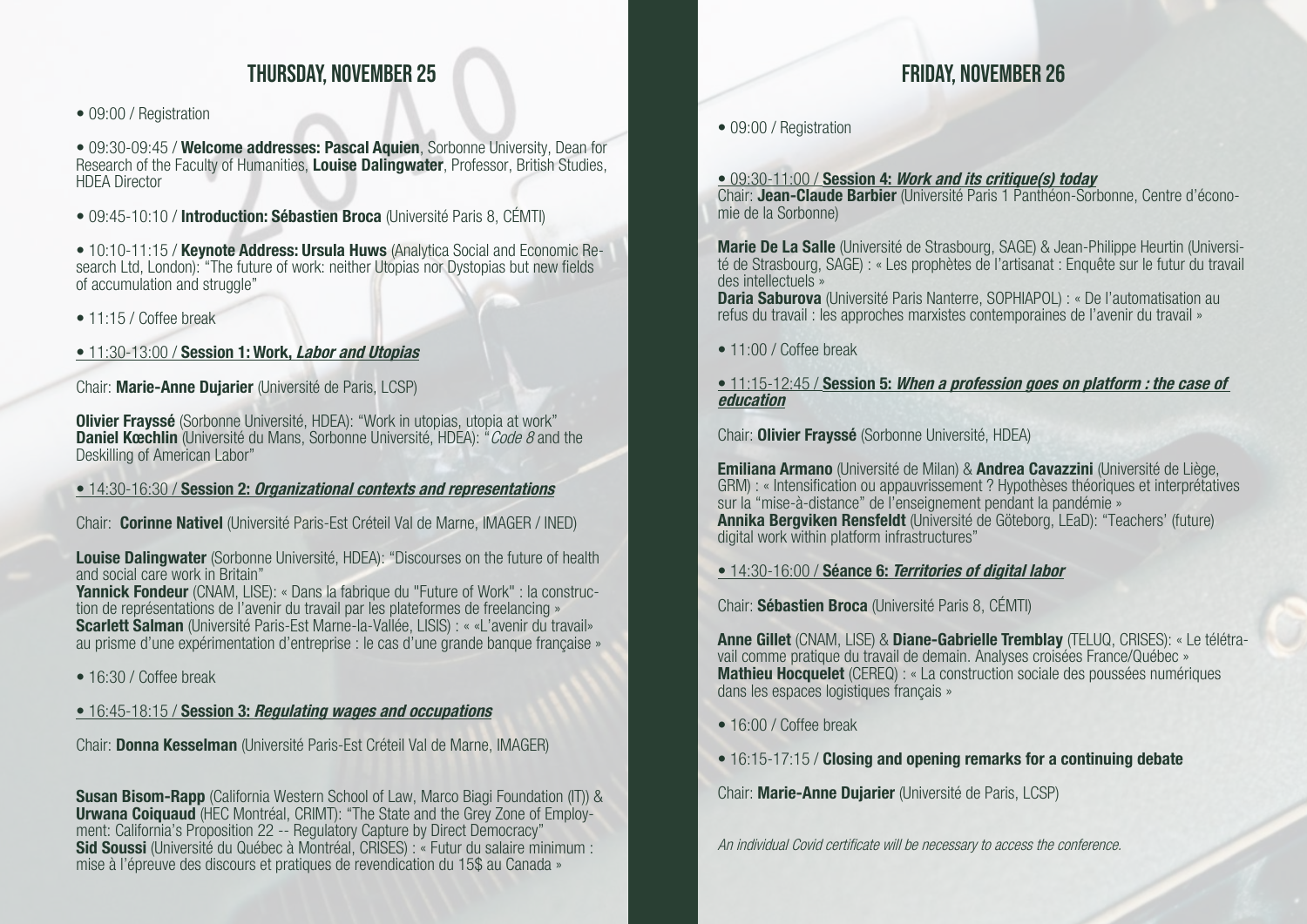## THURSDAY, NOVEMBER 25

- 09:00 / Registration

- 09:30-09:45 / **Welcome addresses: Pascal Aquien**, Sorbonne University, Dean for Research of the Faculty of Humanities, **Louise Dalingwater**, Professor, British Studies, HDEA Director

- 09:45-10:10 / **Introduction: Sébastien Broca** (Université Paris 8, CÉMTI)

- 10:10-11:15 / **Keynote Address: Ursula Huws** (Analytica Social and Economic Research Ltd, London): "The future of work: neither Utopias nor Dystopias but new fields of accumulation and struggle"

- 11:15 / Coffee break

- 11:30-13:00 / **Session 1: Work, *Labor and Utopias***

Chair: **Marie-Anne Dujarier** (Université de Paris, LCSP)

**Olivier Frayssé** (Sorbonne Université, HDEA): "Work in utopias, utopia at work"
**Daniel Kœchlin** (Université du Mans, Sorbonne Université, HDEA): "*Code 8* and the Deskilling of American Labor"

- 14:30-16:30 / **Session 2: *Organizational contexts and representations***

Chair: **Corinne Nativel** (Université Paris-Est Créteil Val de Marne, IMAGER / INED)

**Louise Dalingwater** (Sorbonne Université, HDEA): "Discourses on the future of health and social care work in Britain"
**Yannick Fondeur** (CNAM, LISE): « Dans la fabrique du "Future of Work" : la construction de représentations de l'avenir du travail par les plateformes de freelancing »
**Scarlett Salman** (Université Paris-Est Marne-la-Vallée, LISIS) : « «L'avenir du travail» au prisme d'une expérimentation d'entreprise : le cas d'une grande banque française »

- 16:30 / Coffee break

- 16:45-18:15 / **Session 3: *Regulating wages and occupations***

Chair: **Donna Kesselman** (Université Paris-Est Créteil Val de Marne, IMAGER)

**Susan Bisom-Rapp** (California Western School of Law, Marco Biagi Foundation (IT)) & **Urwana Coiquaud** (HEC Montréal, CRIMT): "The State and the Grey Zone of Employment: California's Proposition 22 -- Regulatory Capture by Direct Democracy"
**Sid Soussi** (Université du Québec à Montréal, CRISES) : « Futur du salaire minimum : mise à l'épreuve des discours et pratiques de revendication du 15$ au Canada »

## FRIDAY, NOVEMBER 26

- 09:00 / Registration

- 09:30-11:00 / **Session 4: *Work and its critique(s) today***

Chair: **Jean-Claude Barbier** (Université Paris 1 Panthéon-Sorbonne, Centre d'économie de la Sorbonne)

**Marie De La Salle** (Université de Strasbourg, SAGE) & Jean-Philippe Heurtin (Université de Strasbourg, SAGE) : « Les prophètes de l'artisanat : Enquête sur le futur du travail des intellectuels »
**Daria Saburova** (Université Paris Nanterre, SOPHIAPOL) : « De l'automatisation au refus du travail : les approches marxistes contemporaines de l'avenir du travail »

- 11:00 / Coffee break

- 11:15-12:45 / **Session 5: *When a profession goes on platform : the case of education***

Chair: **Olivier Frayssé** (Sorbonne Université, HDEA)

**Emiliana Armano** (Université de Milan) & **Andrea Cavazzini** (Université de Liège, GRM) : « Intensification ou appauvrissement ? Hypothèses théoriques et interprétatives sur la "mise-à-distance" de l'enseignement pendant la pandémie »
**Annika Bergviken Rensfeldt** (Université de Göteborg, LEaD): "Teachers' (future) digital work within platform infrastructures"

- 14:30-16:00 / **Séance 6: *Territories of digital labor***

Chair: **Sébastien Broca** (Université Paris 8, CÉMTI)

**Anne Gillet** (CNAM, LISE) & **Diane-Gabrielle Tremblay** (TELUQ, CRISES): « Le télétravail comme pratique du travail de demain. Analyses croisées France/Québec »
**Mathieu Hocquelet** (CEREQ) : « La construction sociale des poussées numériques dans les espaces logistiques français »

- 16:00 / Coffee break

- 16:15-17:15 / **Closing and opening remarks for a continuing debate**

Chair: **Marie-Anne Dujarier** (Université de Paris, LCSP)

*An individual Covid certificate will be necessary to access the conference.*